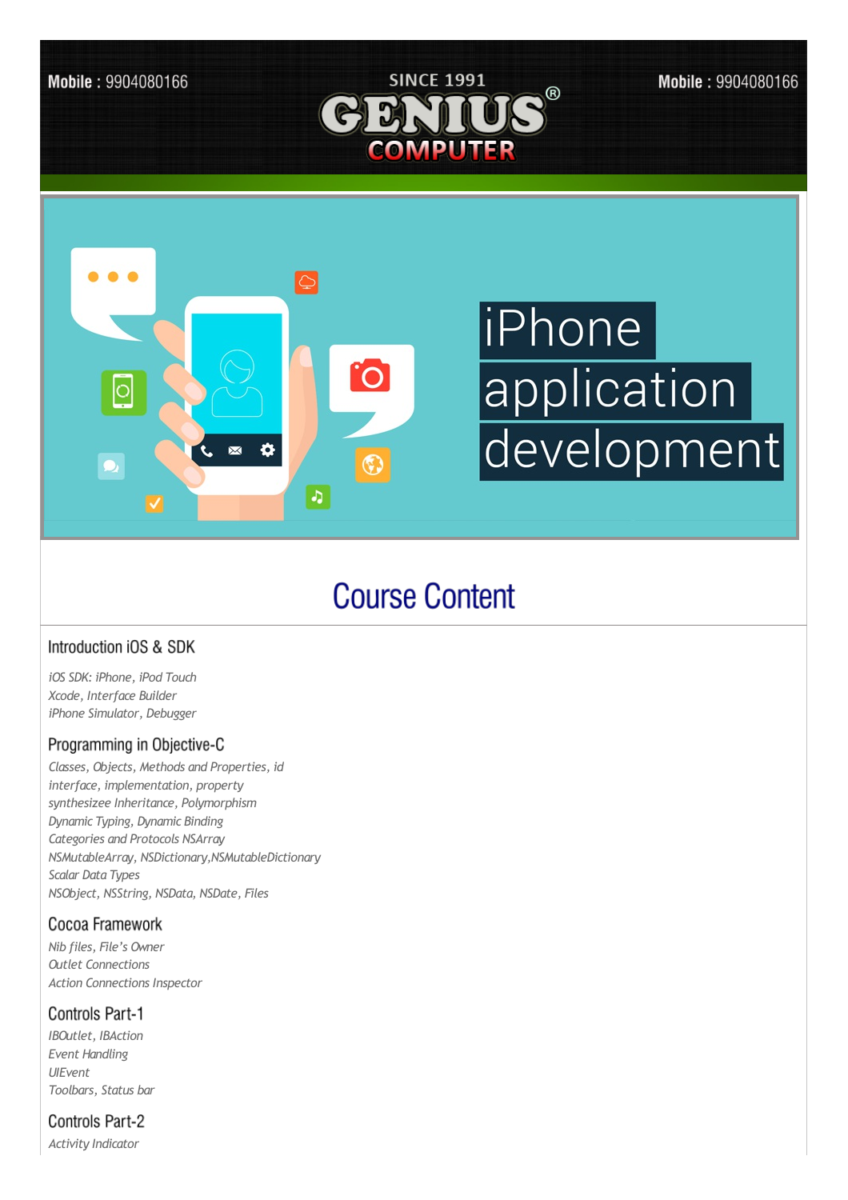Mobile : 9904080166

SINCE 1991

GENIUS® COMPUTER

Mobile : 9904080166

# iPhone application development

## Course Content

### Introduction iOS & SDK

*iOS SDK: iPhone, iPod Touch*
*Xcode, Interface Builder*
*iPhone Simulator, Debugger*

### Programming in Objective-C

*Classes, Objects, Methods and Properties, id*
*interface, implementation, property*
*synthesizee Inheritance, Polymorphism*
*Dynamic Typing, Dynamic Binding*
*Categories and Protocols NSArray*
*NSMutableArray, NSDictionary,NSMutableDictionary*
*Scalar Data Types*
*NSObject, NSString, NSData, NSDate, Files*

### Cocoa Framework

*Nib files, File's Owner*
*Outlet Connections*
*Action Connections Inspector*

### Controls Part-1

*IBOutlet, IBAction*
*Event Handling*
*UIEvent*
*Toolbars, Status bar*

### Controls Part-2

*Activity Indicator*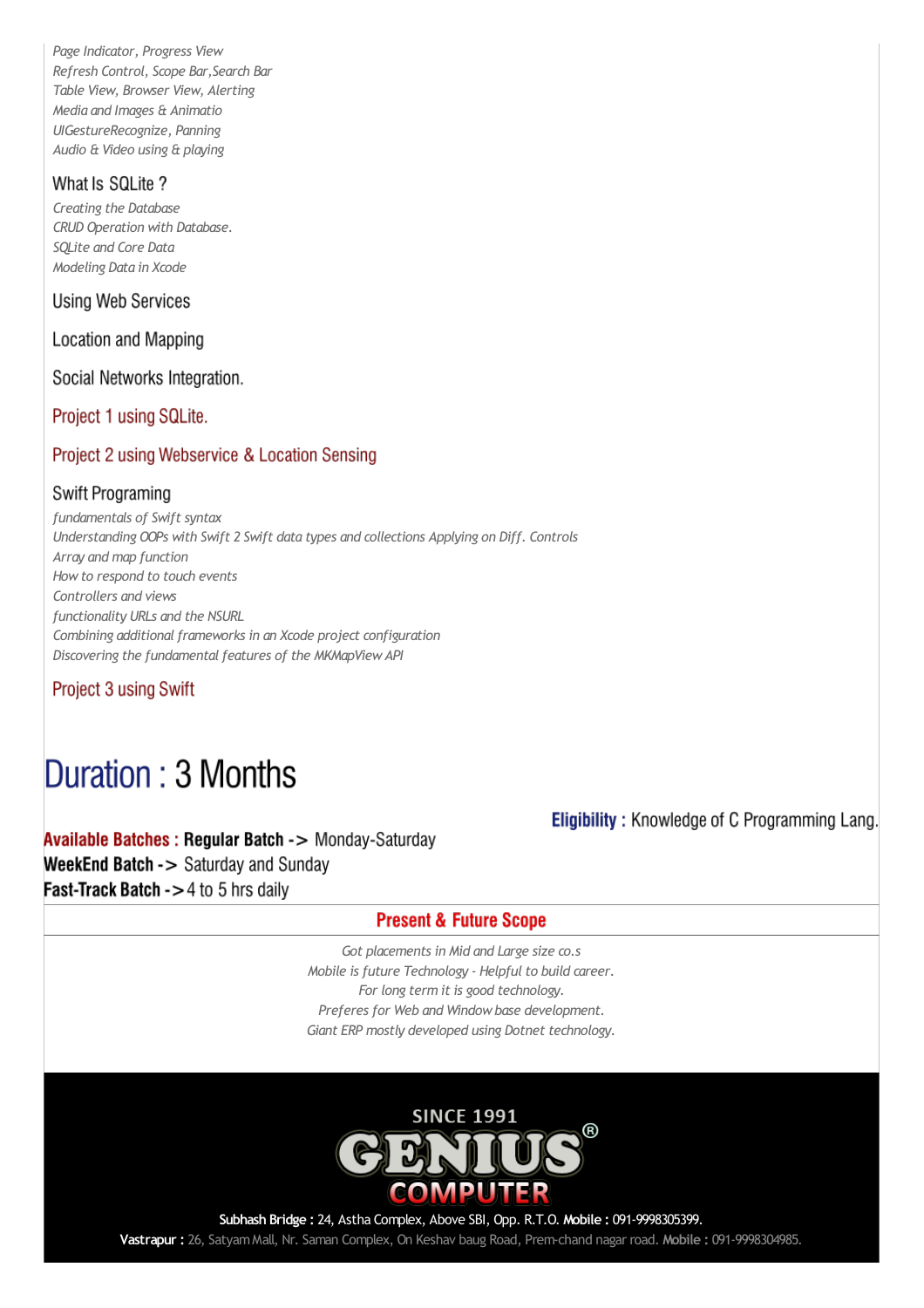*Page Indicator, Progress View*
*Refresh Control, Scope Bar,Search Bar*
*Table View, Browser View, Alerting*
*Media and Images & Animatio*
*UIGestureRecognize, Panning*
*Audio & Video using & playing*

### What Is SQLite ?

*Creating the Database*
*CRUD Operation with Database.*
*SQLite and Core Data*
*Modeling Data in Xcode*

### Using Web Services

### Location and Mapping

### Social Networks Integration.

### Project 1 using SQLite.

### Project 2 using Webservice & Location Sensing

### Swift Programing

*fundamentals of Swift syntax*
*Understanding OOPs with Swift 2 Swift data types and collections Applying on Diff. Controls*
*Array and map function*
*How to respond to touch events*
*Controllers and views*
*functionality URLs and the NSURL*
*Combining additional frameworks in an Xcode project configuration*
*Discovering the fundamental features of the MKMapView API*

### Project 3 using Swift

# Duration : 3 Months

**Eligibility :** Knowledge of C Programming Lang.

**Available Batches : Regular Batch ->** Monday-Saturday
**WeekEnd Batch ->** Saturday and Sunday
**Fast-Track Batch ->** 4 to 5 hrs daily

## Present & Future Scope

*Got placements in Mid and Large size co.s*
*Mobile is future Technology - Helpful to build career.*
*For long term it is good technology.*
*Preferes for Web and Window base development.*
*Giant ERP mostly developed using Dotnet technology.*

SINCE 1991
GENIUS® COMPUTER

**Subhash Bridge :** 24, Astha Complex, Above SBI, Opp. R.T.O. **Mobile :** 091-9998305399.
**Vastrapur :** 26, Satyam Mall, Nr. Saman Complex, On Keshav baug Road, Prem-chand nagar road. **Mobile :** 091-9998304985.